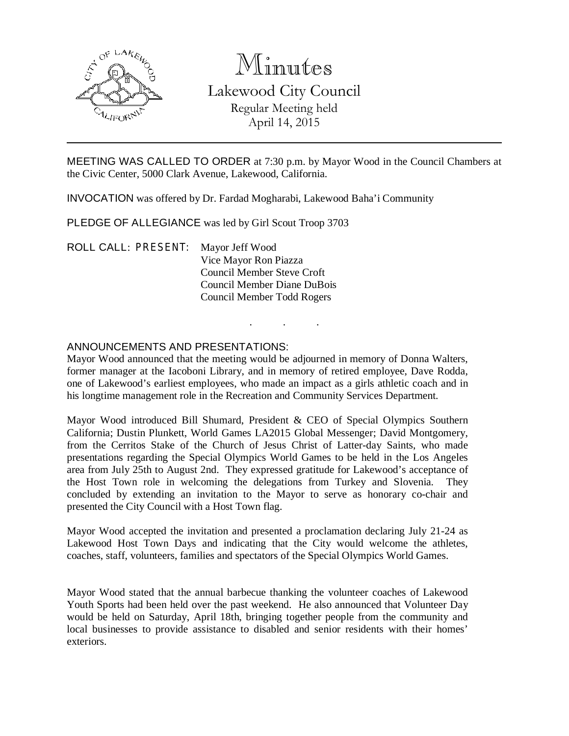# Minutes

## Lakewood City Council

Regular Meeting held
April 14, 2015

---

MEETING WAS CALLED TO ORDER at 7:30 p.m. by Mayor Wood in the Council Chambers at the Civic Center, 5000 Clark Avenue, Lakewood, California.

INVOCATION was offered by Dr. Fardad Mogharabi, Lakewood Baha'i Community

PLEDGE OF ALLEGIANCE was led by Girl Scout Troop 3703

ROLL CALL: PRESENT: Mayor Jeff Wood
Vice Mayor Ron Piazza
Council Member Steve Croft
Council Member Diane DuBois
Council Member Todd Rogers

. . .

ANNOUNCEMENTS AND PRESENTATIONS:

Mayor Wood announced that the meeting would be adjourned in memory of Donna Walters, former manager at the Iacoboni Library, and in memory of retired employee, Dave Rodda, one of Lakewood's earliest employees, who made an impact as a girls athletic coach and in his longtime management role in the Recreation and Community Services Department.

Mayor Wood introduced Bill Shumard, President & CEO of Special Olympics Southern California; Dustin Plunkett, World Games LA2015 Global Messenger; David Montgomery, from the Cerritos Stake of the Church of Jesus Christ of Latter-day Saints, who made presentations regarding the Special Olympics World Games to be held in the Los Angeles area from July 25th to August 2nd. They expressed gratitude for Lakewood's acceptance of the Host Town role in welcoming the delegations from Turkey and Slovenia. They concluded by extending an invitation to the Mayor to serve as honorary co-chair and presented the City Council with a Host Town flag.

Mayor Wood accepted the invitation and presented a proclamation declaring July 21-24 as Lakewood Host Town Days and indicating that the City would welcome the athletes, coaches, staff, volunteers, families and spectators of the Special Olympics World Games.

Mayor Wood stated that the annual barbecue thanking the volunteer coaches of Lakewood Youth Sports had been held over the past weekend. He also announced that Volunteer Day would be held on Saturday, April 18th, bringing together people from the community and local businesses to provide assistance to disabled and senior residents with their homes' exteriors.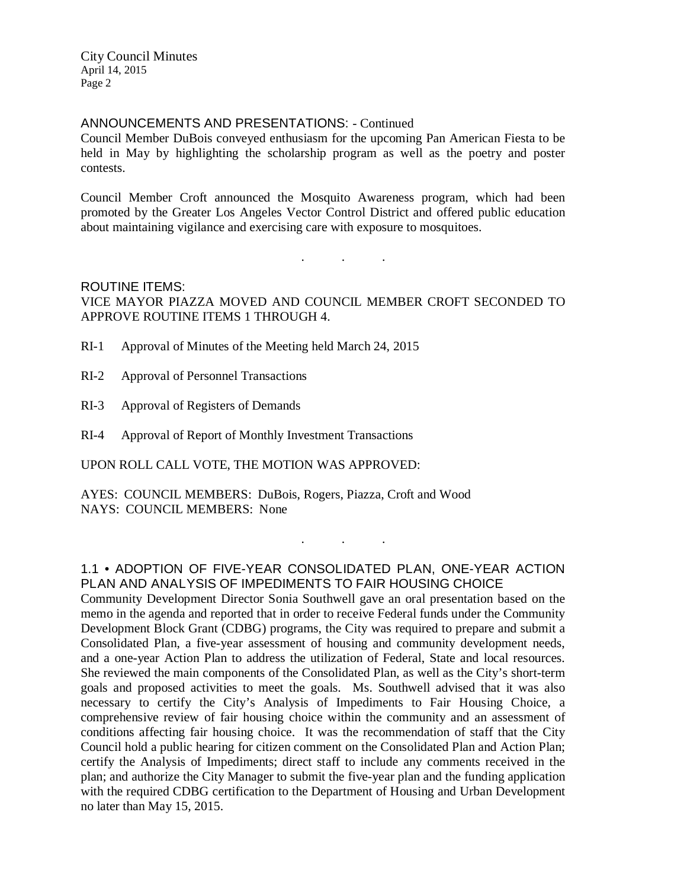## ANNOUNCEMENTS AND PRESENTATIONS: - Continued

Council Member DuBois conveyed enthusiasm for the upcoming Pan American Fiesta to be held in May by highlighting the scholarship program as well as the poetry and poster contests.

Council Member Croft announced the Mosquito Awareness program, which had been promoted by the Greater Los Angeles Vector Control District and offered public education about maintaining vigilance and exercising care with exposure to mosquitoes.

. . .

## ROUTINE ITEMS:

VICE MAYOR PIAZZA MOVED AND COUNCIL MEMBER CROFT SECONDED TO APPROVE ROUTINE ITEMS 1 THROUGH 4.

RI-1 Approval of Minutes of the Meeting held March 24, 2015

RI-2 Approval of Personnel Transactions

RI-3 Approval of Registers of Demands

RI-4 Approval of Report of Monthly Investment Transactions

UPON ROLL CALL VOTE, THE MOTION WAS APPROVED:

AYES: COUNCIL MEMBERS: DuBois, Rogers, Piazza, Croft and Wood
NAYS: COUNCIL MEMBERS: None

. . .

## 1.1 • ADOPTION OF FIVE-YEAR CONSOLIDATED PLAN, ONE-YEAR ACTION PLAN AND ANALYSIS OF IMPEDIMENTS TO FAIR HOUSING CHOICE

Community Development Director Sonia Southwell gave an oral presentation based on the memo in the agenda and reported that in order to receive Federal funds under the Community Development Block Grant (CDBG) programs, the City was required to prepare and submit a Consolidated Plan, a five-year assessment of housing and community development needs, and a one-year Action Plan to address the utilization of Federal, State and local resources. She reviewed the main components of the Consolidated Plan, as well as the City's short-term goals and proposed activities to meet the goals. Ms. Southwell advised that it was also necessary to certify the City's Analysis of Impediments to Fair Housing Choice, a comprehensive review of fair housing choice within the community and an assessment of conditions affecting fair housing choice. It was the recommendation of staff that the City Council hold a public hearing for citizen comment on the Consolidated Plan and Action Plan; certify the Analysis of Impediments; direct staff to include any comments received in the plan; and authorize the City Manager to submit the five-year plan and the funding application with the required CDBG certification to the Department of Housing and Urban Development no later than May 15, 2015.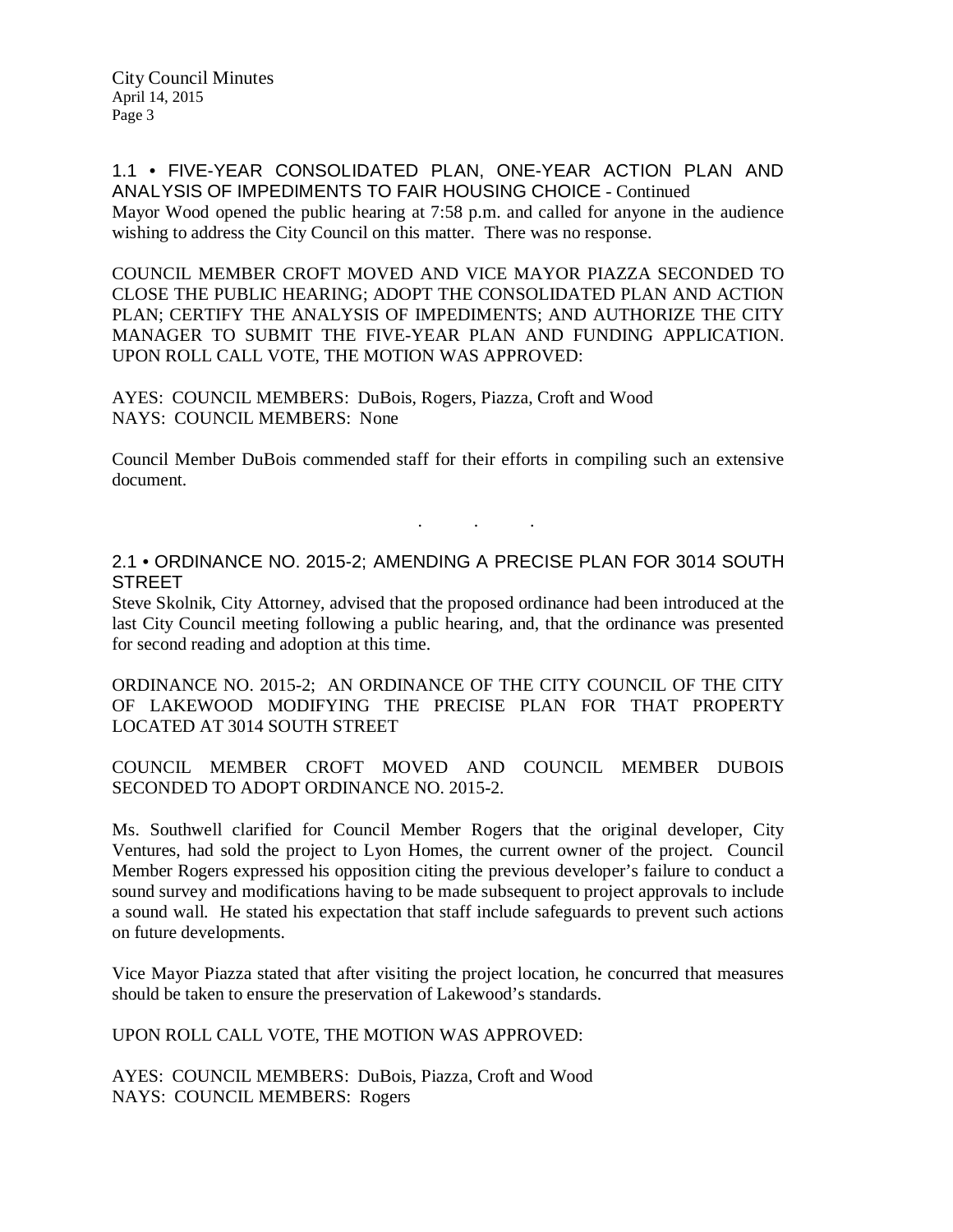### 1.1 • FIVE-YEAR CONSOLIDATED PLAN, ONE-YEAR ACTION PLAN AND ANALYSIS OF IMPEDIMENTS TO FAIR HOUSING CHOICE - Continued

Mayor Wood opened the public hearing at 7:58 p.m. and called for anyone in the audience wishing to address the City Council on this matter. There was no response.

COUNCIL MEMBER CROFT MOVED AND VICE MAYOR PIAZZA SECONDED TO CLOSE THE PUBLIC HEARING; ADOPT THE CONSOLIDATED PLAN AND ACTION PLAN; CERTIFY THE ANALYSIS OF IMPEDIMENTS; AND AUTHORIZE THE CITY MANAGER TO SUBMIT THE FIVE-YEAR PLAN AND FUNDING APPLICATION. UPON ROLL CALL VOTE, THE MOTION WAS APPROVED:

AYES: COUNCIL MEMBERS: DuBois, Rogers, Piazza, Croft and Wood
NAYS: COUNCIL MEMBERS: None

Council Member DuBois commended staff for their efforts in compiling such an extensive document.

. . .

### 2.1 • ORDINANCE NO. 2015-2; AMENDING A PRECISE PLAN FOR 3014 SOUTH STREET

Steve Skolnik, City Attorney, advised that the proposed ordinance had been introduced at the last City Council meeting following a public hearing, and, that the ordinance was presented for second reading and adoption at this time.

ORDINANCE NO. 2015-2; AN ORDINANCE OF THE CITY COUNCIL OF THE CITY OF LAKEWOOD MODIFYING THE PRECISE PLAN FOR THAT PROPERTY LOCATED AT 3014 SOUTH STREET

COUNCIL MEMBER CROFT MOVED AND COUNCIL MEMBER DUBOIS SECONDED TO ADOPT ORDINANCE NO. 2015-2.

Ms. Southwell clarified for Council Member Rogers that the original developer, City Ventures, had sold the project to Lyon Homes, the current owner of the project. Council Member Rogers expressed his opposition citing the previous developer's failure to conduct a sound survey and modifications having to be made subsequent to project approvals to include a sound wall. He stated his expectation that staff include safeguards to prevent such actions on future developments.

Vice Mayor Piazza stated that after visiting the project location, he concurred that measures should be taken to ensure the preservation of Lakewood's standards.

UPON ROLL CALL VOTE, THE MOTION WAS APPROVED:

AYES: COUNCIL MEMBERS: DuBois, Piazza, Croft and Wood
NAYS: COUNCIL MEMBERS: Rogers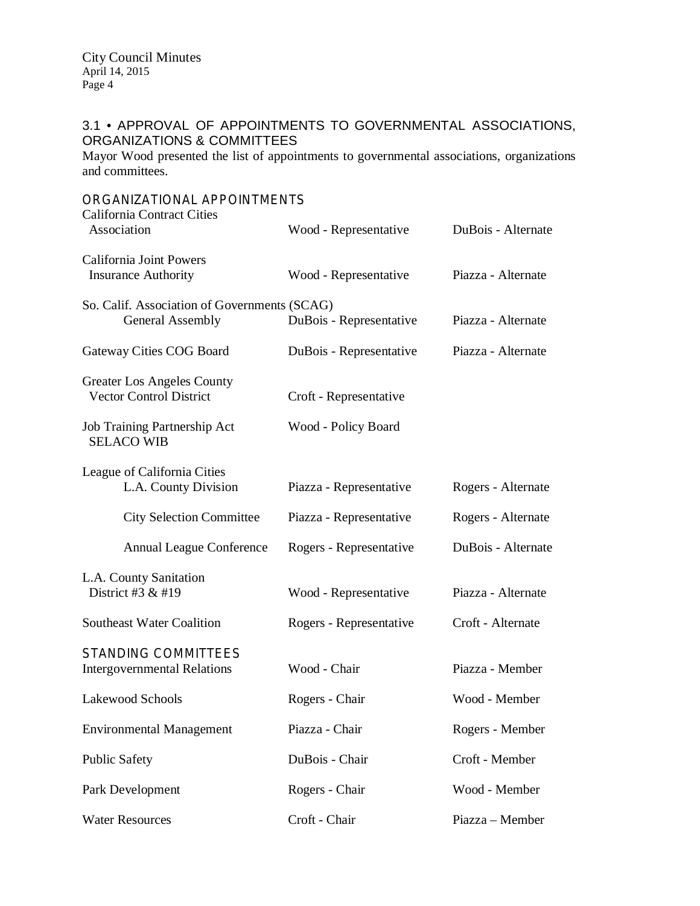## 3.1 • APPROVAL OF APPOINTMENTS TO GOVERNMENTAL ASSOCIATIONS, ORGANIZATIONS & COMMITTEES

Mayor Wood presented the list of appointments to governmental associations, organizations and committees.

### ORGANIZATIONAL APPOINTMENTS

| | | |
|---|---|---|
| California Contract Cities Association | Wood - Representative | DuBois - Alternate |
| California Joint Powers Insurance Authority | Wood - Representative | Piazza - Alternate |
| So. Calif. Association of Governments (SCAG) General Assembly | DuBois - Representative | Piazza - Alternate |
| Gateway Cities COG Board | DuBois - Representative | Piazza - Alternate |
| Greater Los Angeles County Vector Control District | Croft - Representative | |
| Job Training Partnership Act SELACO WIB | Wood - Policy Board | |
| League of California Cities L.A. County Division | Piazza - Representative | Rogers - Alternate |
| City Selection Committee | Piazza - Representative | Rogers - Alternate |
| Annual League Conference | Rogers - Representative | DuBois - Alternate |
| L.A. County Sanitation District #3 & #19 | Wood - Representative | Piazza - Alternate |
| Southeast Water Coalition | Rogers - Representative | Croft - Alternate |

### STANDING COMMITTEES

| | | |
|---|---|---|
| Intergovernmental Relations | Wood - Chair | Piazza - Member |
| Lakewood Schools | Rogers - Chair | Wood - Member |
| Environmental Management | Piazza - Chair | Rogers - Member |
| Public Safety | DuBois - Chair | Croft - Member |
| Park Development | Rogers - Chair | Wood - Member |
| Water Resources | Croft - Chair | Piazza – Member |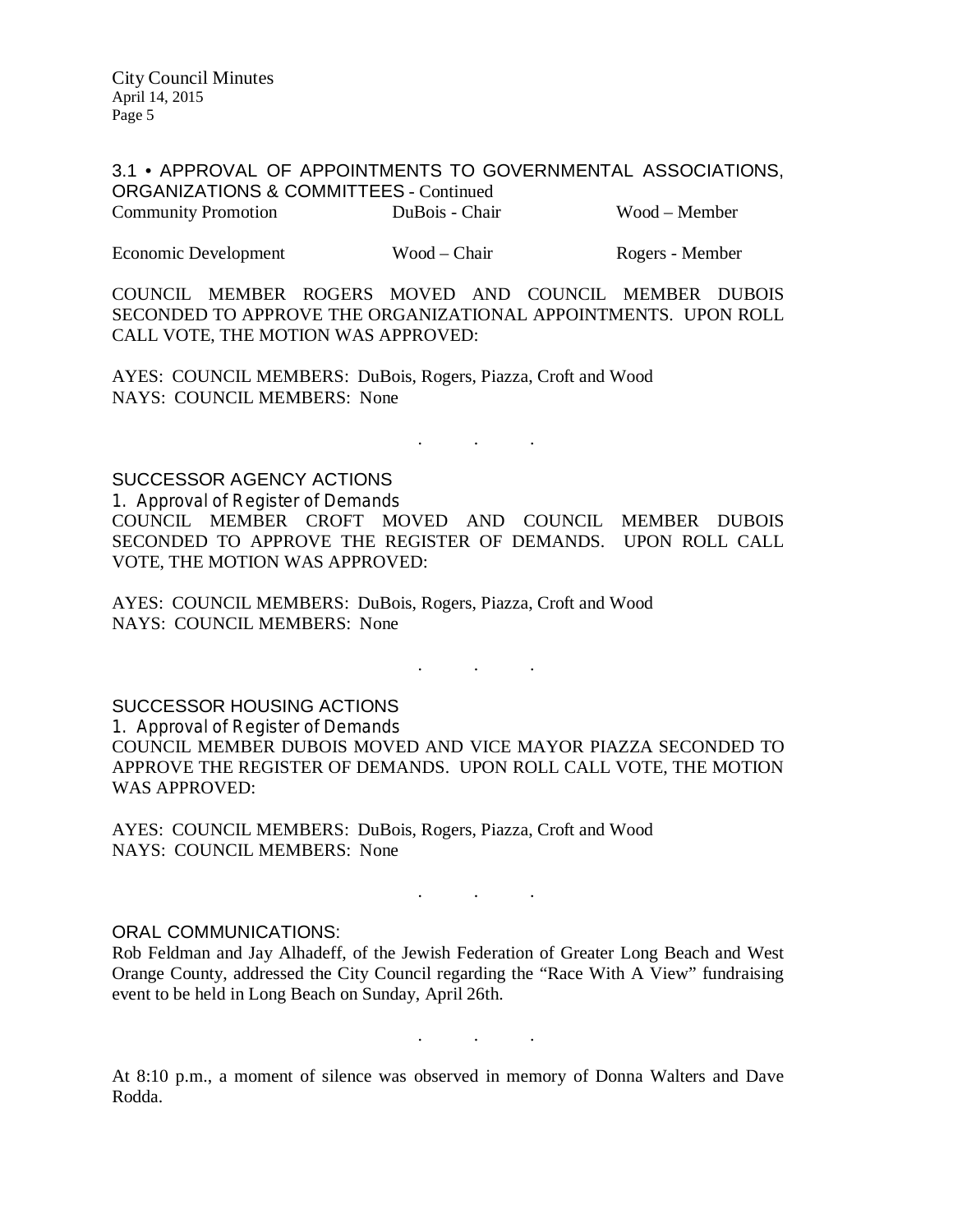3.1 • APPROVAL OF APPOINTMENTS TO GOVERNMENTAL ASSOCIATIONS, ORGANIZATIONS & COMMITTEES - Continued

| | | |
|---|---|---|
| Community Promotion | DuBois - Chair | Wood – Member |
| Economic Development | Wood – Chair | Rogers - Member |

COUNCIL MEMBER ROGERS MOVED AND COUNCIL MEMBER DUBOIS SECONDED TO APPROVE THE ORGANIZATIONAL APPOINTMENTS. UPON ROLL CALL VOTE, THE MOTION WAS APPROVED:

AYES: COUNCIL MEMBERS: DuBois, Rogers, Piazza, Croft and Wood
NAYS: COUNCIL MEMBERS: None

. . .

## SUCCESSOR AGENCY ACTIONS

1. Approval of Register of Demands

COUNCIL MEMBER CROFT MOVED AND COUNCIL MEMBER DUBOIS SECONDED TO APPROVE THE REGISTER OF DEMANDS. UPON ROLL CALL VOTE, THE MOTION WAS APPROVED:

AYES: COUNCIL MEMBERS: DuBois, Rogers, Piazza, Croft and Wood
NAYS: COUNCIL MEMBERS: None

. . .

## SUCCESSOR HOUSING ACTIONS

1. Approval of Register of Demands

COUNCIL MEMBER DUBOIS MOVED AND VICE MAYOR PIAZZA SECONDED TO APPROVE THE REGISTER OF DEMANDS. UPON ROLL CALL VOTE, THE MOTION WAS APPROVED:

AYES: COUNCIL MEMBERS: DuBois, Rogers, Piazza, Croft and Wood
NAYS: COUNCIL MEMBERS: None

. . .

## ORAL COMMUNICATIONS:

Rob Feldman and Jay Alhadeff, of the Jewish Federation of Greater Long Beach and West Orange County, addressed the City Council regarding the "Race With A View" fundraising event to be held in Long Beach on Sunday, April 26th.

. . .

At 8:10 p.m., a moment of silence was observed in memory of Donna Walters and Dave Rodda.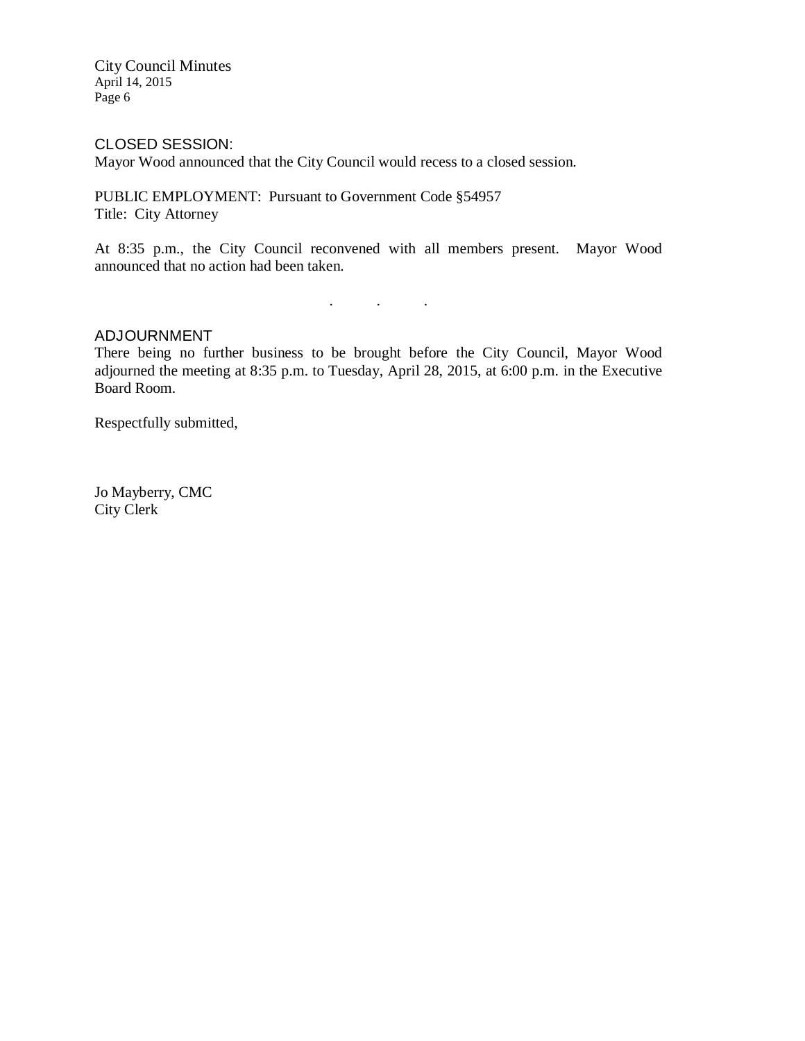## CLOSED SESSION:

Mayor Wood announced that the City Council would recess to a closed session.

PUBLIC EMPLOYMENT: Pursuant to Government Code §54957
Title: City Attorney

At 8:35 p.m., the City Council reconvened with all members present. Mayor Wood announced that no action had been taken.

. . .

## ADJOURNMENT

There being no further business to be brought before the City Council, Mayor Wood adjourned the meeting at 8:35 p.m. to Tuesday, April 28, 2015, at 6:00 p.m. in the Executive Board Room.

Respectfully submitted,

Jo Mayberry, CMC
City Clerk